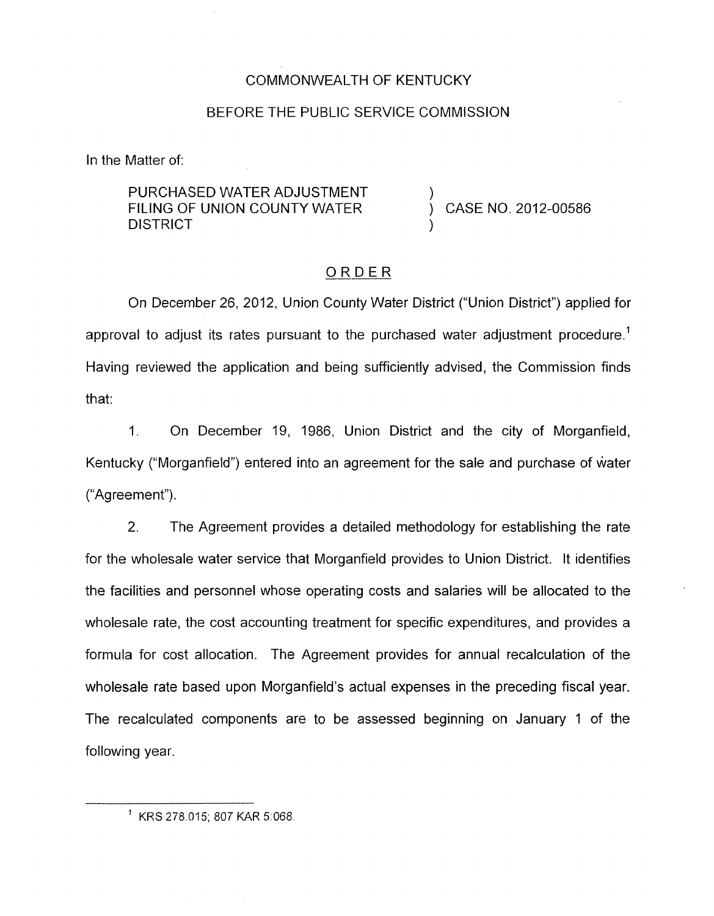COMMONWEALTH OF KENTUCKY

BEFORE THE PUBLIC SERVICE COMMISSION

In the Matter of:

PURCHASED WATER ADJUSTMENT FILING OF UNION COUNTY WATER DISTRICT ) CASE NO. 2012-00586

## ORDER

On December 26, 2012, Union County Water District ("Union District") applied for approval to adjust its rates pursuant to the purchased water adjustment procedure.[1] Having reviewed the application and being sufficiently advised, the Commission finds that:

1. On December 19, 1986, Union District and the city of Morganfield, Kentucky ("Morganfield") entered into an agreement for the sale and purchase of water ("Agreement").

2. The Agreement provides a detailed methodology for establishing the rate for the wholesale water service that Morganfield provides to Union District. It identifies the facilities and personnel whose operating costs and salaries will be allocated to the wholesale rate, the cost accounting treatment for specific expenditures, and provides a formula for cost allocation. The Agreement provides for annual recalculation of the wholesale rate based upon Morganfield's actual expenses in the preceding fiscal year. The recalculated components are to be assessed beginning on January 1 of the following year.

[1] KRS 278.015; 807 KAR 5:068.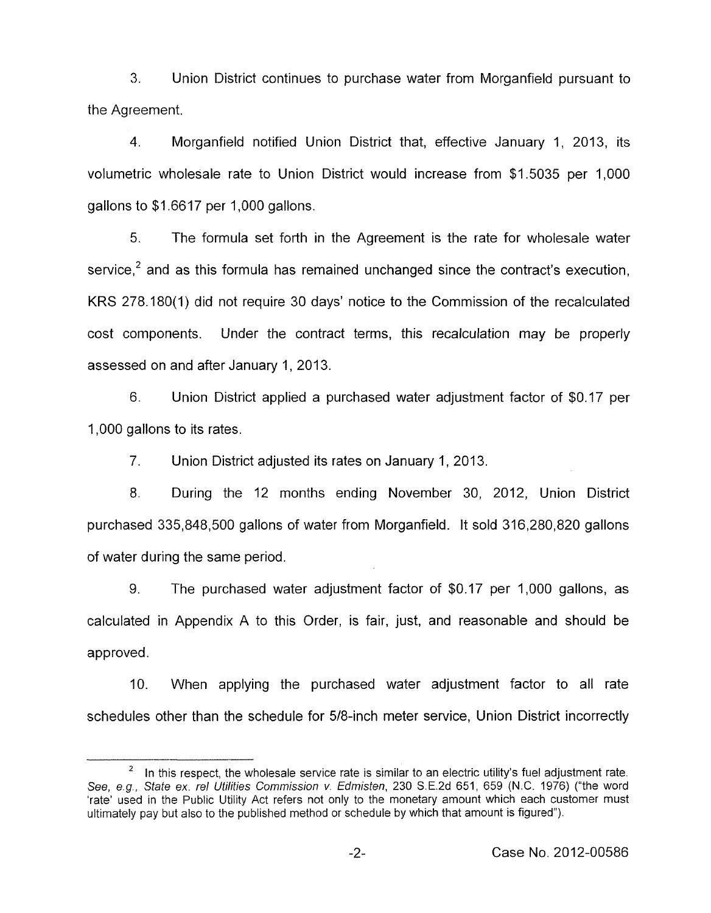3. Union District continues to purchase water from Morganfield pursuant to the Agreement.

4. Morganfield notified Union District that, effective January 1, 2013, its volumetric wholesale rate to Union District would increase from $1.5035 per 1,000 gallons to $1.6617 per 1,000 gallons.

5. The formula set forth in the Agreement is the rate for wholesale water service,[2] and as this formula has remained unchanged since the contract's execution, KRS 278.180(1) did not require 30 days' notice to the Commission of the recalculated cost components. Under the contract terms, this recalculation may be properly assessed on and after January 1, 2013.

6. Union District applied a purchased water adjustment factor of $0.17 per 1,000 gallons to its rates.

7. Union District adjusted its rates on January 1, 2013.

8. During the 12 months ending November 30, 2012, Union District purchased 335,848,500 gallons of water from Morganfield. It sold 316,280,820 gallons of water during the same period.

9. The purchased water adjustment factor of $0.17 per 1,000 gallons, as calculated in Appendix A to this Order, is fair, just, and reasonable and should be approved.

10. When applying the purchased water adjustment factor to all rate schedules other than the schedule for 5/8-inch meter service, Union District incorrectly

[2] In this respect, the wholesale service rate is similar to an electric utility's fuel adjustment rate. *See, e.g., State ex. rel Utilities Commission v. Edmisten*, 230 S.E.2d 651, 659 (N.C. 1976) ("the word 'rate' used in the Public Utility Act refers not only to the monetary amount which each customer must ultimately pay but also to the published method or schedule by which that amount is figured").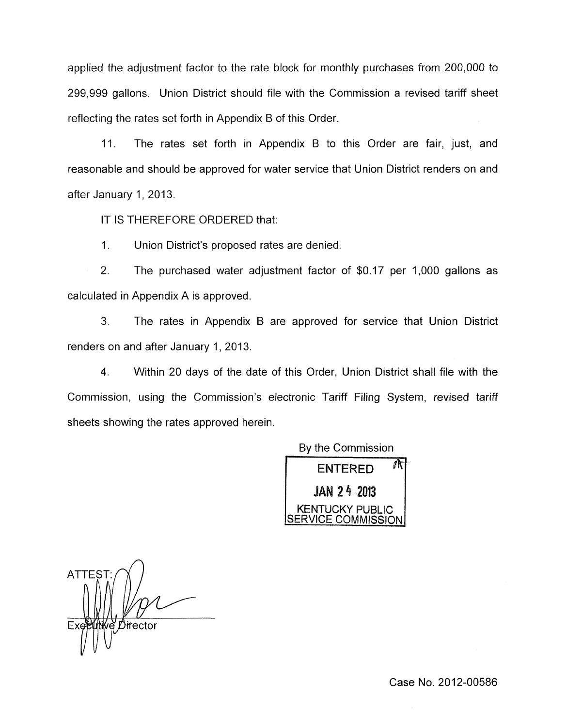applied the adjustment factor to the rate block for monthly purchases from 200,000 to 299,999 gallons. Union District should file with the Commission a revised tariff sheet reflecting the rates set forth in Appendix B of this Order.

11. The rates set forth in Appendix B to this Order are fair, just, and reasonable and should be approved for water service that Union District renders on and after January 1, 2013.

IT IS THEREFORE ORDERED that:

1. Union District's proposed rates are denied.

2. The purchased water adjustment factor of $0.17 per 1,000 gallons as calculated in Appendix A is approved.

3. The rates in Appendix B are approved for service that Union District renders on and after January 1, 2013.

4. Within 20 days of the date of this Order, Union District shall file with the Commission, using the Commission's electronic Tariff Filing System, revised tariff sheets showing the rates approved herein.

By the Commission

ENTERED

JAN 24 2013

KENTUCKY PUBLIC SERVICE COMMISSION

ATTEST:

Executive Director

Case No. 2012-00586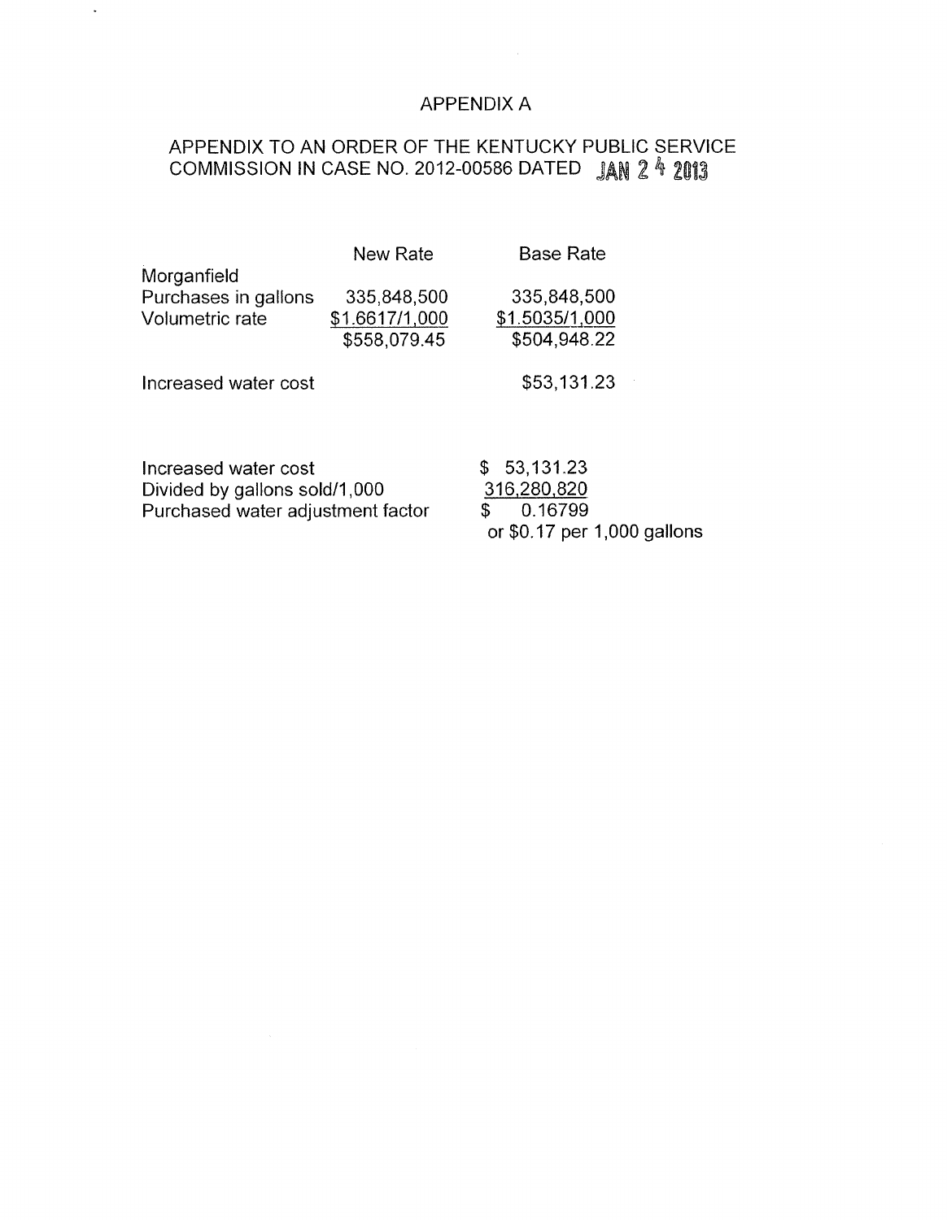# APPENDIX A

## APPENDIX TO AN ORDER OF THE KENTUCKY PUBLIC SERVICE COMMISSION IN CASE NO. 2012-00586 DATED JAN 24 2013

| | New Rate | Base Rate |
|---|---|---|
| Morganfield | | |
| Purchases in gallons | 335,848,500 | 335,848,500 |
| Volumetric rate | $1.6617/1,000 | $1.5035/1,000 |
| | $558,079.45 | $504,948.22 |
| Increased water cost | | $53,131.23 |

| | |
|---|---|
| Increased water cost | $ 53,131.23 |
| Divided by gallons sold/1,000 | 316,280,820 |
| Purchased water adjustment factor | $ 0.16799 |
| | or $0.17 per 1,000 gallons |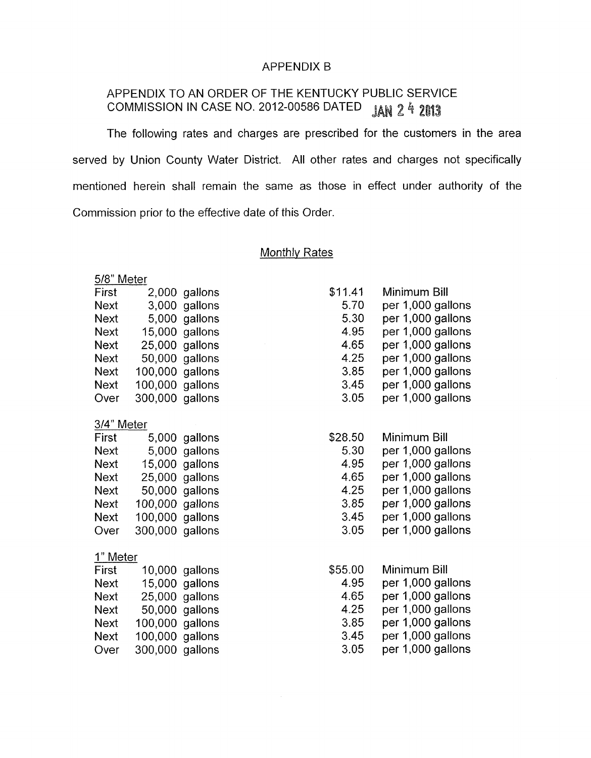APPENDIX B

APPENDIX TO AN ORDER OF THE KENTUCKY PUBLIC SERVICE COMMISSION IN CASE NO. 2012-00586 DATED JAN 24 2013

The following rates and charges are prescribed for the customers in the area served by Union County Water District. All other rates and charges not specifically mentioned herein shall remain the same as those in effect under authority of the Commission prior to the effective date of this Order.

Monthly Rates

5/8" Meter

| | | | |
|---|---|---|---|
| First | 2,000 gallons | $11.41 | Minimum Bill |
| Next | 3,000 gallons | 5.70 | per 1,000 gallons |
| Next | 5,000 gallons | 5.30 | per 1,000 gallons |
| Next | 15,000 gallons | 4.95 | per 1,000 gallons |
| Next | 25,000 gallons | 4.65 | per 1,000 gallons |
| Next | 50,000 gallons | 4.25 | per 1,000 gallons |
| Next | 100,000 gallons | 3.85 | per 1,000 gallons |
| Next | 100,000 gallons | 3.45 | per 1,000 gallons |
| Over | 300,000 gallons | 3.05 | per 1,000 gallons |

3/4" Meter

| | | | |
|---|---|---|---|
| First | 5,000 gallons | $28.50 | Minimum Bill |
| Next | 5,000 gallons | 5.30 | per 1,000 gallons |
| Next | 15,000 gallons | 4.95 | per 1,000 gallons |
| Next | 25,000 gallons | 4.65 | per 1,000 gallons |
| Next | 50,000 gallons | 4.25 | per 1,000 gallons |
| Next | 100,000 gallons | 3.85 | per 1,000 gallons |
| Next | 100,000 gallons | 3.45 | per 1,000 gallons |
| Over | 300,000 gallons | 3.05 | per 1,000 gallons |

1" Meter

| | | | |
|---|---|---|---|
| First | 10,000 gallons | $55.00 | Minimum Bill |
| Next | 15,000 gallons | 4.95 | per 1,000 gallons |
| Next | 25,000 gallons | 4.65 | per 1,000 gallons |
| Next | 50,000 gallons | 4.25 | per 1,000 gallons |
| Next | 100,000 gallons | 3.85 | per 1,000 gallons |
| Next | 100,000 gallons | 3.45 | per 1,000 gallons |
| Over | 300,000 gallons | 3.05 | per 1,000 gallons |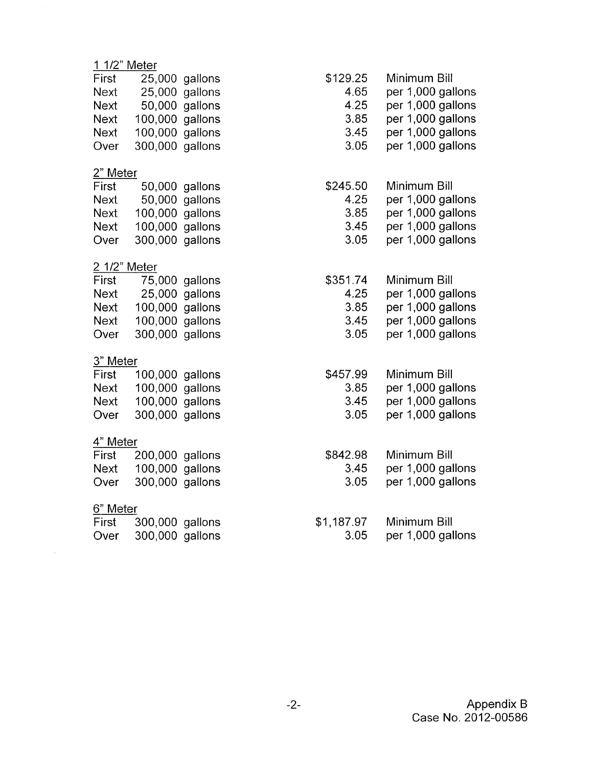1 1/2" Meter

| | | | | |
|---|---|---|---|---|
| First | 25,000 | gallons | $129.25 | Minimum Bill |
| Next | 25,000 | gallons | 4.65 | per 1,000 gallons |
| Next | 50,000 | gallons | 4.25 | per 1,000 gallons |
| Next | 100,000 | gallons | 3.85 | per 1,000 gallons |
| Next | 100,000 | gallons | 3.45 | per 1,000 gallons |
| Over | 300,000 | gallons | 3.05 | per 1,000 gallons |

2" Meter

| | | | | |
|---|---|---|---|---|
| First | 50,000 | gallons | $245.50 | Minimum Bill |
| Next | 50,000 | gallons | 4.25 | per 1,000 gallons |
| Next | 100,000 | gallons | 3.85 | per 1,000 gallons |
| Next | 100,000 | gallons | 3.45 | per 1,000 gallons |
| Over | 300,000 | gallons | 3.05 | per 1,000 gallons |

2 1/2" Meter

| | | | | |
|---|---|---|---|---|
| First | 75,000 | gallons | $351.74 | Minimum Bill |
| Next | 25,000 | gallons | 4.25 | per 1,000 gallons |
| Next | 100,000 | gallons | 3.85 | per 1,000 gallons |
| Next | 100,000 | gallons | 3.45 | per 1,000 gallons |
| Over | 300,000 | gallons | 3.05 | per 1,000 gallons |

3" Meter

| | | | | |
|---|---|---|---|---|
| First | 100,000 | gallons | $457.99 | Minimum Bill |
| Next | 100,000 | gallons | 3.85 | per 1,000 gallons |
| Next | 100,000 | gallons | 3.45 | per 1,000 gallons |
| Over | 300,000 | gallons | 3.05 | per 1,000 gallons |

4" Meter

| | | | | |
|---|---|---|---|---|
| First | 200,000 | gallons | $842.98 | Minimum Bill |
| Next | 100,000 | gallons | 3.45 | per 1,000 gallons |
| Over | 300,000 | gallons | 3.05 | per 1,000 gallons |

6" Meter

| | | | | |
|---|---|---|---|---|
| First | 300,000 | gallons | $1,187.97 | Minimum Bill |
| Over | 300,000 | gallons | 3.05 | per 1,000 gallons |

Appendix B
Case No. 2012-00586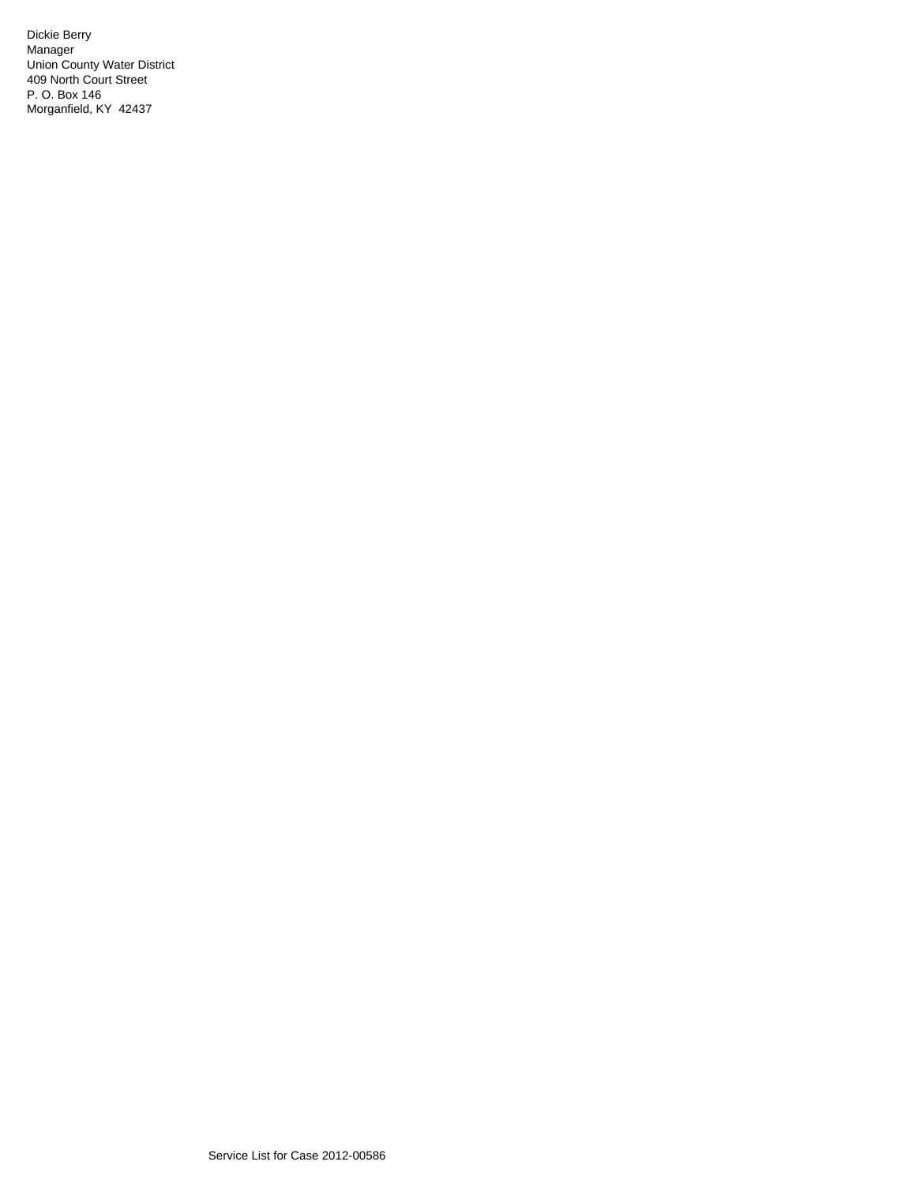Dickie Berry
Manager
Union County Water District
409 North Court Street
P. O. Box 146
Morganfield, KY  42437